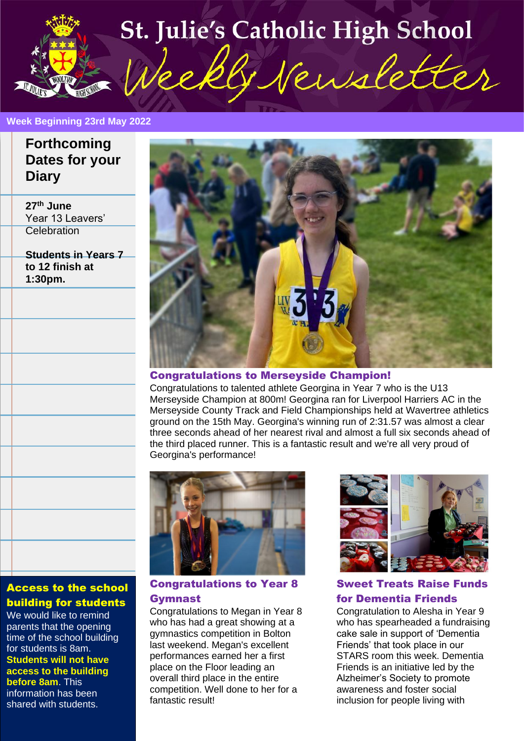# St. Julie's Catholic High School

# Weekly Newsletter

**Week Beginning 23rd May 2022**

## Forthcoming Dates for your Diary

**27th June**
Year 13 Leavers' Celebration

**Students in Years 7 to 12 finish at 1:30pm.**

## Access to the school building for students

We would like to remind parents that the opening time of the school building for students is 8am. **Students will not have access to the building before 8am**. This information has been shared with students.

## Congratulations to Merseyside Champion!

Congratulations to talented athlete Georgina in Year 7 who is the U13 Merseyside Champion at 800m! Georgina ran for Liverpool Harriers AC in the Merseyside County Track and Field Championships held at Wavertree athletics ground on the 15th May. Georgina's winning run of 2:31.57 was almost a clear three seconds ahead of her nearest rival and almost a full six seconds ahead of the third placed runner. This is a fantastic result and we're all very proud of Georgina's performance!

## Congratulations to Year 8 Gymnast

Congratulations to Megan in Year 8 who has had a great showing at a gymnastics competition in Bolton last weekend. Megan's excellent performances earned her a first place on the Floor leading an overall third place in the entire competition. Well done to her for a fantastic result!

## Sweet Treats Raise Funds for Dementia Friends

Congratulation to Alesha in Year 9 who has spearheaded a fundraising cake sale in support of 'Dementia Friends' that took place in our STARS room this week. Dementia Friends is an initiative led by the Alzheimer's Society to promote awareness and foster social inclusion for people living with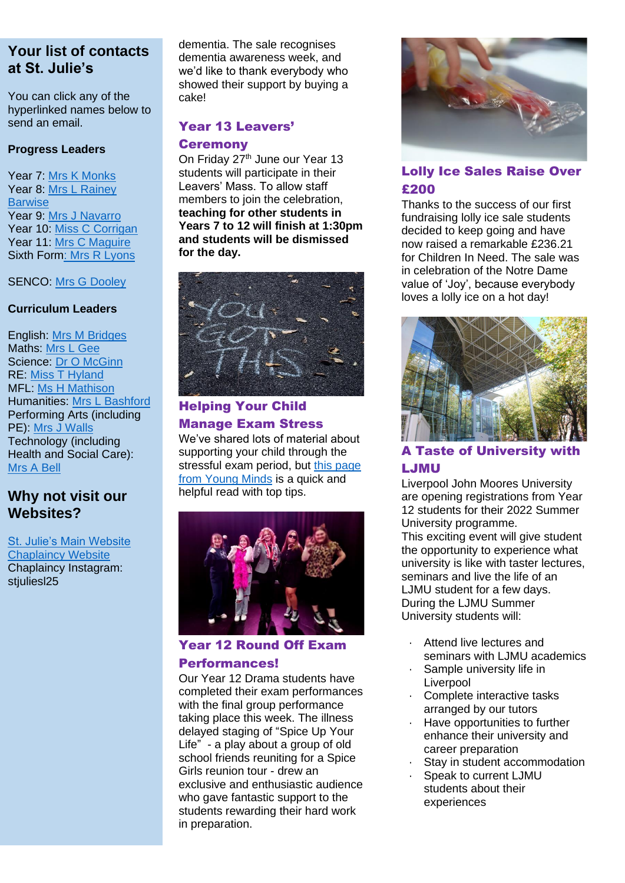## Your list of contacts at St. Julie's

You can click any of the hyperlinked names below to send an email.

**Progress Leaders**

Year 7: Mrs K Monks
Year 8: Mrs L Rainey Barwise
Year 9: Mrs J Navarro
Year 10: Miss C Corrigan
Year 11: Mrs C Maguire
Sixth Form: Mrs R Lyons

SENCO: Mrs G Dooley

**Curriculum Leaders**

English: Mrs M Bridges
Maths: Mrs L Gee
Science: Dr O McGinn
RE: Miss T Hyland
MFL: Ms H Mathison
Humanities: Mrs L Bashford
Performing Arts (including PE): Mrs J Walls
Technology (including Health and Social Care): Mrs A Bell

## Why not visit our Websites?

St. Julie's Main Website
Chaplaincy Website
Chaplaincy Instagram: stjuliesl25

dementia. The sale recognises dementia awareness week, and we'd like to thank everybody who showed their support by buying a cake!

### Year 13 Leavers' Ceremony

On Friday 27th June our Year 13 students will participate in their Leavers' Mass. To allow staff members to join the celebration, **teaching for other students in Years 7 to 12 will finish at 1:30pm and students will be dismissed for the day.**

### Helping Your Child Manage Exam Stress

We've shared lots of material about supporting your child through the stressful exam period, but this page from Young Minds is a quick and helpful read with top tips.

### Year 12 Round Off Exam Performances!

Our Year 12 Drama students have completed their exam performances with the final group performance taking place this week. The illness delayed staging of "Spice Up Your Life" - a play about a group of old school friends reuniting for a Spice Girls reunion tour - drew an exclusive and enthusiastic audience who gave fantastic support to the students rewarding their hard work in preparation.

### Lolly Ice Sales Raise Over £200

Thanks to the success of our first fundraising lolly ice sale students decided to keep going and have now raised a remarkable £236.21 for Children In Need. The sale was in celebration of the Notre Dame value of 'Joy', because everybody loves a lolly ice on a hot day!

### A Taste of University with LJMU

Liverpool John Moores University are opening registrations from Year 12 students for their 2022 Summer University programme.
This exciting event will give student the opportunity to experience what university is like with taster lectures, seminars and live the life of an LJMU student for a few days.
During the LJMU Summer University students will:

- Attend live lectures and seminars with LJMU academics
- Sample university life in Liverpool
- Complete interactive tasks arranged by our tutors
- Have opportunities to further enhance their university and career preparation
- Stay in student accommodation
- Speak to current LJMU students about their experiences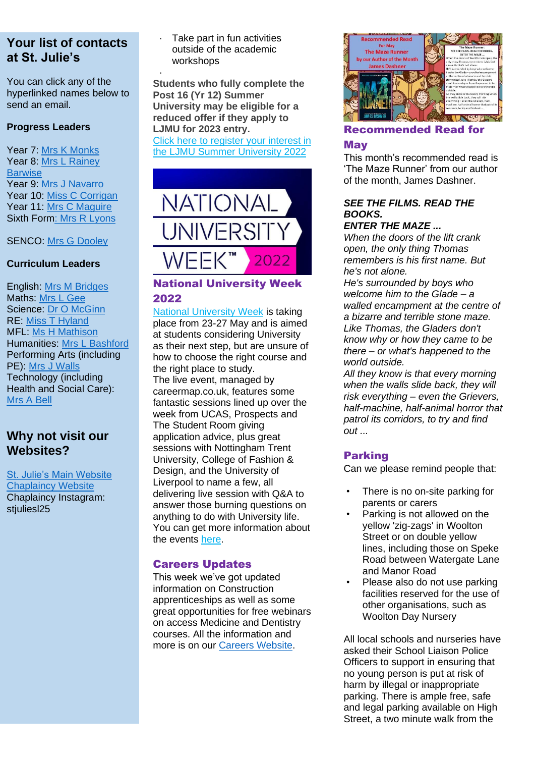## Your list of contacts at St. Julie's

You can click any of the hyperlinked names below to send an email.

**Progress Leaders**

Year 7: Mrs K Monks
Year 8: Mrs L Rainey Barwise
Year 9: Mrs J Navarro
Year 10: Miss C Corrigan
Year 11: Mrs C Maguire
Sixth Form: Mrs R Lyons

SENCO: Mrs G Dooley

**Curriculum Leaders**

English: Mrs M Bridges
Maths: Mrs L Gee
Science: Dr O McGinn
RE: Miss T Hyland
MFL: Ms H Mathison
Humanities: Mrs L Bashford
Performing Arts (including PE): Mrs J Walls
Technology (including Health and Social Care): Mrs A Bell

## Why not visit our Websites?

St. Julie's Main Website
Chaplaincy Website
Chaplaincy Instagram: stjuliesl25

- Take part in fun activities outside of the academic workshops

**Students who fully complete the Post 16 (Yr 12) Summer University may be eligible for a reduced offer if they apply to LJMU for 2023 entry.**
Click here to register your interest in the LJMU Summer University 2022

## National University Week 2022

National University Week is taking place from 23-27 May and is aimed at students considering University as their next step, but are unsure of how to choose the right course and the right place to study.
The live event, managed by careermap.co.uk, features some fantastic sessions lined up over the week from UCAS, Prospects and The Student Room giving application advice, plus great sessions with Nottingham Trent University, College of Fashion & Design, and the University of Liverpool to name a few, all delivering live session with Q&A to answer those burning questions on anything to do with University life. You can get more information about the events here.

## Careers Updates

This week we've got updated information on Construction apprenticeships as well as some great opportunities for free webinars on access Medicine and Dentistry courses. All the information and more is on our Careers Website.

## Recommended Read for May

This month's recommended read is 'The Maze Runner' from our author of the month, James Dashner.

***SEE THE FILMS. READ THE BOOKS.***
***ENTER THE MAZE ...***
*When the doors of the lift crank open, the only thing Thomas remembers is his first name. But he's not alone.*
*He's surrounded by boys who welcome him to the Glade – a walled encampment at the centre of a bizarre and terrible stone maze. Like Thomas, the Gladers don't know why or how they came to be there – or what's happened to the world outside.*
*All they know is that every morning when the walls slide back, they will risk everything – even the Grievers, half-machine, half-animal horror that patrol its corridors, to try and find out ...*

## Parking

Can we please remind people that:

- There is no on-site parking for parents or carers
- Parking is not allowed on the yellow 'zig-zags' in Woolton Street or on double yellow lines, including those on Speke Road between Watergate Lane and Manor Road
- Please also do not use parking facilities reserved for the use of other organisations, such as Woolton Day Nursery

All local schools and nurseries have asked their School Liaison Police Officers to support in ensuring that no young person is put at risk of harm by illegal or inappropriate parking. There is ample free, safe and legal parking available on High Street, a two minute walk from the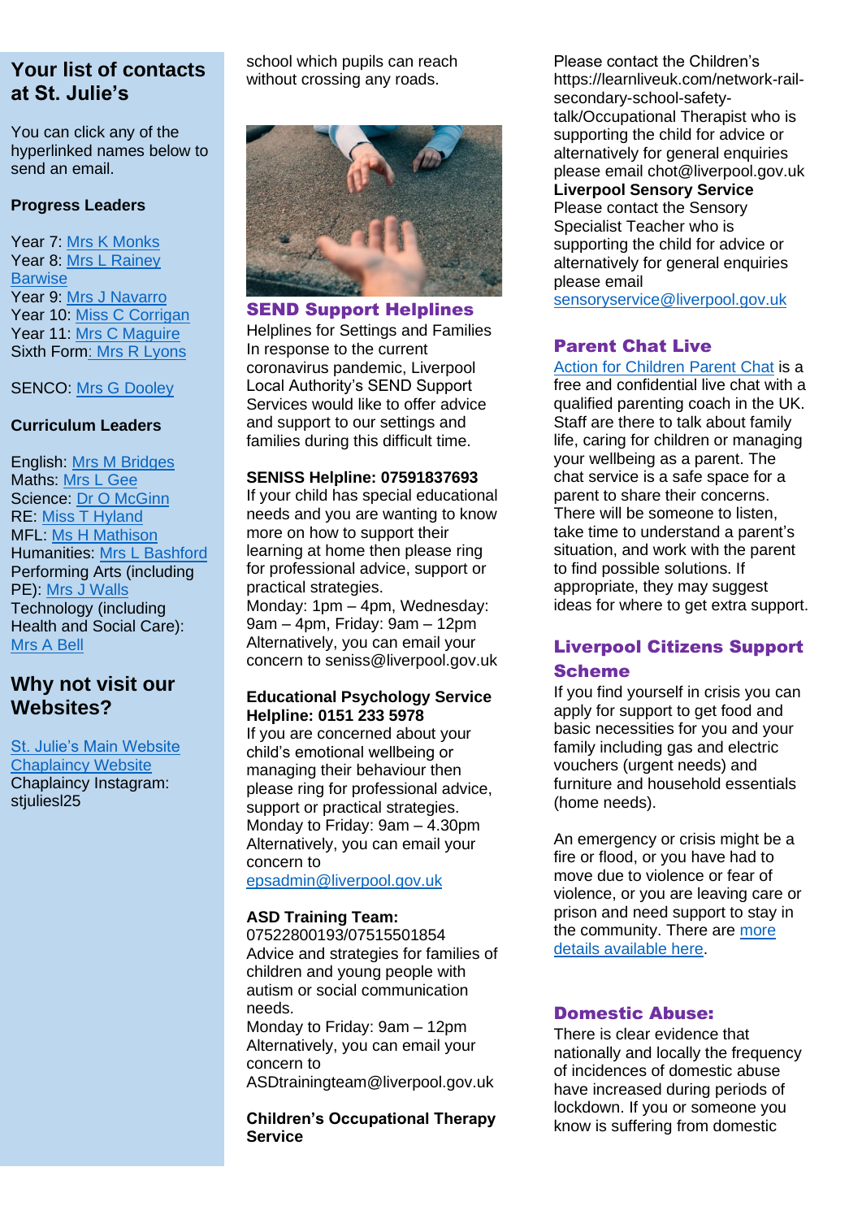## Your list of contacts at St. Julie's

You can click any of the hyperlinked names below to send an email.

**Progress Leaders**

Year 7: Mrs K Monks
Year 8: Mrs L Rainey Barwise
Year 9: Mrs J Navarro
Year 10: Miss C Corrigan
Year 11: Mrs C Maguire
Sixth Form: Mrs R Lyons

SENCO: Mrs G Dooley

**Curriculum Leaders**

English: Mrs M Bridges
Maths: Mrs L Gee
Science: Dr O McGinn
RE: Miss T Hyland
MFL: Ms H Mathison
Humanities: Mrs L Bashford
Performing Arts (including PE): Mrs J Walls
Technology (including Health and Social Care): Mrs A Bell

## Why not visit our Websites?

St. Julie's Main Website
Chaplaincy Website
Chaplaincy Instagram: stjuliesl25

school which pupils can reach without crossing any roads.

### SEND Support Helplines

Helplines for Settings and Families
In response to the current coronavirus pandemic, Liverpool Local Authority's SEND Support Services would like to offer advice and support to our settings and families during this difficult time.

**SENISS Helpline: 07591837693**
If your child has special educational needs and you are wanting to know more on how to support their learning at home then please ring for professional advice, support or practical strategies.
Monday: 1pm – 4pm, Wednesday: 9am – 4pm, Friday: 9am – 12pm
Alternatively, you can email your concern to seniss@liverpool.gov.uk

**Educational Psychology Service Helpline: 0151 233 5978**
If you are concerned about your child's emotional wellbeing or managing their behaviour then please ring for professional advice, support or practical strategies.
Monday to Friday: 9am – 4.30pm
Alternatively, you can email your concern to epsadmin@liverpool.gov.uk

**ASD Training Team:**
07522800193/07515501854
Advice and strategies for families of children and young people with autism or social communication needs.
Monday to Friday: 9am – 12pm
Alternatively, you can email your concern to ASDtrainingteam@liverpool.gov.uk

**Children's Occupational Therapy Service**
Please contact the Children's https://learnliveuk.com/network-rail-secondary-school-safety-talk/Occupational Therapist who is supporting the child for advice or alternatively for general enquiries please email chot@liverpool.gov.uk

**Liverpool Sensory Service**
Please contact the Sensory Specialist Teacher who is supporting the child for advice or alternatively for general enquiries please email sensoryservice@liverpool.gov.uk

### Parent Chat Live

Action for Children Parent Chat is a free and confidential live chat with a qualified parenting coach in the UK. Staff are there to talk about family life, caring for children or managing your wellbeing as a parent. The chat service is a safe space for a parent to share their concerns. There will be someone to listen, take time to understand a parent's situation, and work with the parent to find possible solutions. If appropriate, they may suggest ideas for where to get extra support.

### Liverpool Citizens Support Scheme

If you find yourself in crisis you can apply for support to get food and basic necessities for you and your family including gas and electric vouchers (urgent needs) and furniture and household essentials (home needs).

An emergency or crisis might be a fire or flood, or you have had to move due to violence or fear of violence, or you are leaving care or prison and need support to stay in the community. There are more details available here.

### Domestic Abuse:

There is clear evidence that nationally and locally the frequency of incidences of domestic abuse have increased during periods of lockdown. If you or someone you know is suffering from domestic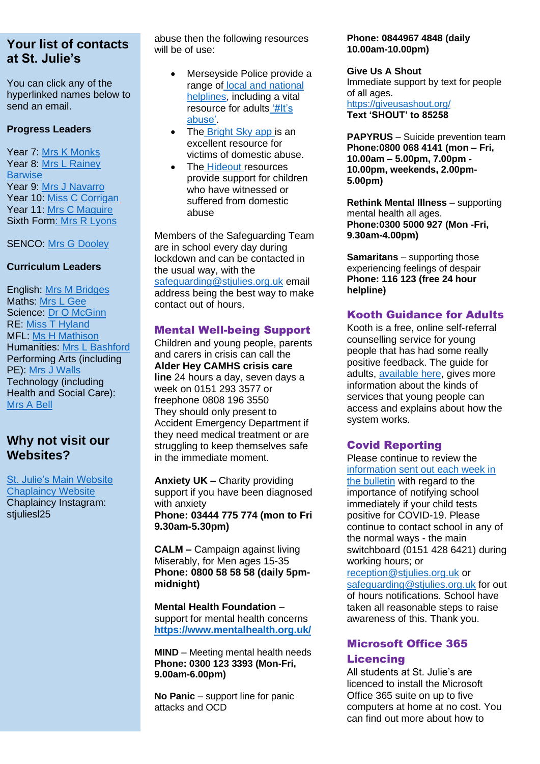## Your list of contacts at St. Julie's

You can click any of the hyperlinked names below to send an email.

**Progress Leaders**

Year 7: Mrs K Monks
Year 8: Mrs L Rainey Barwise
Year 9: Mrs J Navarro
Year 10: Miss C Corrigan
Year 11: Mrs C Maguire
Sixth Form: Mrs R Lyons

SENCO: Mrs G Dooley

**Curriculum Leaders**

English: Mrs M Bridges
Maths: Mrs L Gee
Science: Dr O McGinn
RE: Miss T Hyland
MFL: Ms H Mathison
Humanities: Mrs L Bashford
Performing Arts (including PE): Mrs J Walls
Technology (including Health and Social Care): Mrs A Bell

## Why not visit our Websites?

St. Julie's Main Website
Chaplaincy Website
Chaplaincy Instagram: stjuliesl25

abuse then the following resources will be of use:

- Merseyside Police provide a range of local and national helplines, including a vital resource for adults '#It's abuse'.
- The Bright Sky app is an excellent resource for victims of domestic abuse.
- The Hideout resources provide support for children who have witnessed or suffered from domestic abuse

Members of the Safeguarding Team are in school every day during lockdown and can be contacted in the usual way, with the safeguarding@stjulies.org.uk email address being the best way to make contact out of hours.

## Mental Well-being Support

Children and young people, parents and carers in crisis can call the **Alder Hey CAMHS crisis care line** 24 hours a day, seven days a week on 0151 293 3577 or freephone 0808 196 3550
They should only present to Accident Emergency Department if they need medical treatment or are struggling to keep themselves safe in the immediate moment.

**Anxiety UK –** Charity providing support if you have been diagnosed with anxiety
**Phone: 03444 775 774 (mon to Fri 9.30am-5.30pm)**

**CALM –** Campaign against living Miserably, for Men ages 15-35
**Phone: 0800 58 58 58 (daily 5pm-midnight)**

**Mental Health Foundation** – support for mental health concerns
**https://www.mentalhealth.org.uk/**

**MIND** – Meeting mental health needs
**Phone: 0300 123 3393 (Mon-Fri, 9.00am-6.00pm)**

**No Panic** – support line for panic attacks and OCD
**Phone: 0844967 4848 (daily 10.00am-10.00pm)**

**Give Us A Shout**
Immediate support by text for people of all ages.
https://giveusashout.org/
**Text 'SHOUT' to 85258**

**PAPYRUS** – Suicide prevention team
**Phone:0800 068 4141 (mon – Fri, 10.00am – 5.00pm, 7.00pm - 10.00pm, weekends, 2.00pm- 5.00pm)**

**Rethink Mental Illness** – supporting mental health all ages.
**Phone:0300 5000 927 (Mon -Fri, 9.30am-4.00pm)**

**Samaritans** – supporting those experiencing feelings of despair
**Phone: 116 123 (free 24 hour helpline)**

## Kooth Guidance for Adults

Kooth is a free, online self-referral counselling service for young people that has had some really positive feedback. The guide for adults, available here, gives more information about the kinds of services that young people can access and explains about how the system works.

## Covid Reporting

Please continue to review the information sent out each week in the bulletin with regard to the importance of notifying school immediately if your child tests positive for COVID-19. Please continue to contact school in any of the normal ways - the main switchboard (0151 428 6421) during working hours; or reception@stjulies.org.uk or safeguarding@stjulies.org.uk for out of hours notifications. School have taken all reasonable steps to raise awareness of this. Thank you.

## Microsoft Office 365 Licencing

All students at St. Julie's are licenced to install the Microsoft Office 365 suite on up to five computers at home at no cost. You can find out more about how to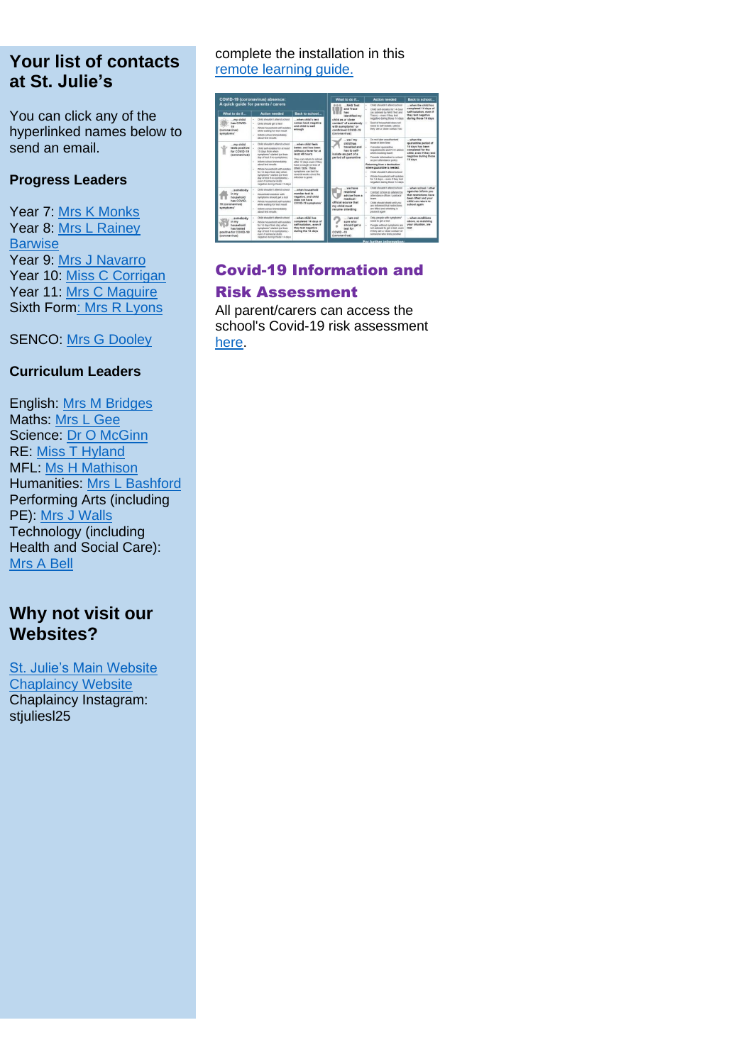## Your list of contacts at St. Julie's

You can click any of the hyperlinked names below to send an email.

### Progress Leaders

Year 7: Mrs K Monks
Year 8: Mrs L Rainey Barwise
Year 9: Mrs J Navarro
Year 10: Miss C Corrigan
Year 11: Mrs C Maguire
Sixth Form: Mrs R Lyons

SENCO: Mrs G Dooley

### Curriculum Leaders

English: Mrs M Bridges
Maths: Mrs L Gee
Science: Dr O McGinn
RE: Miss T Hyland
MFL: Ms H Mathison
Humanities: Mrs L Bashford
Performing Arts (including PE): Mrs J Walls
Technology (including Health and Social Care): Mrs A Bell

## Why not visit our Websites?

St. Julie's Main Website
Chaplaincy Website
Chaplaincy Instagram: stjuliesl25

complete the installation in this remote learning guide.

## Covid-19 Information and Risk Assessment

All parent/carers can access the school's Covid-19 risk assessment here.